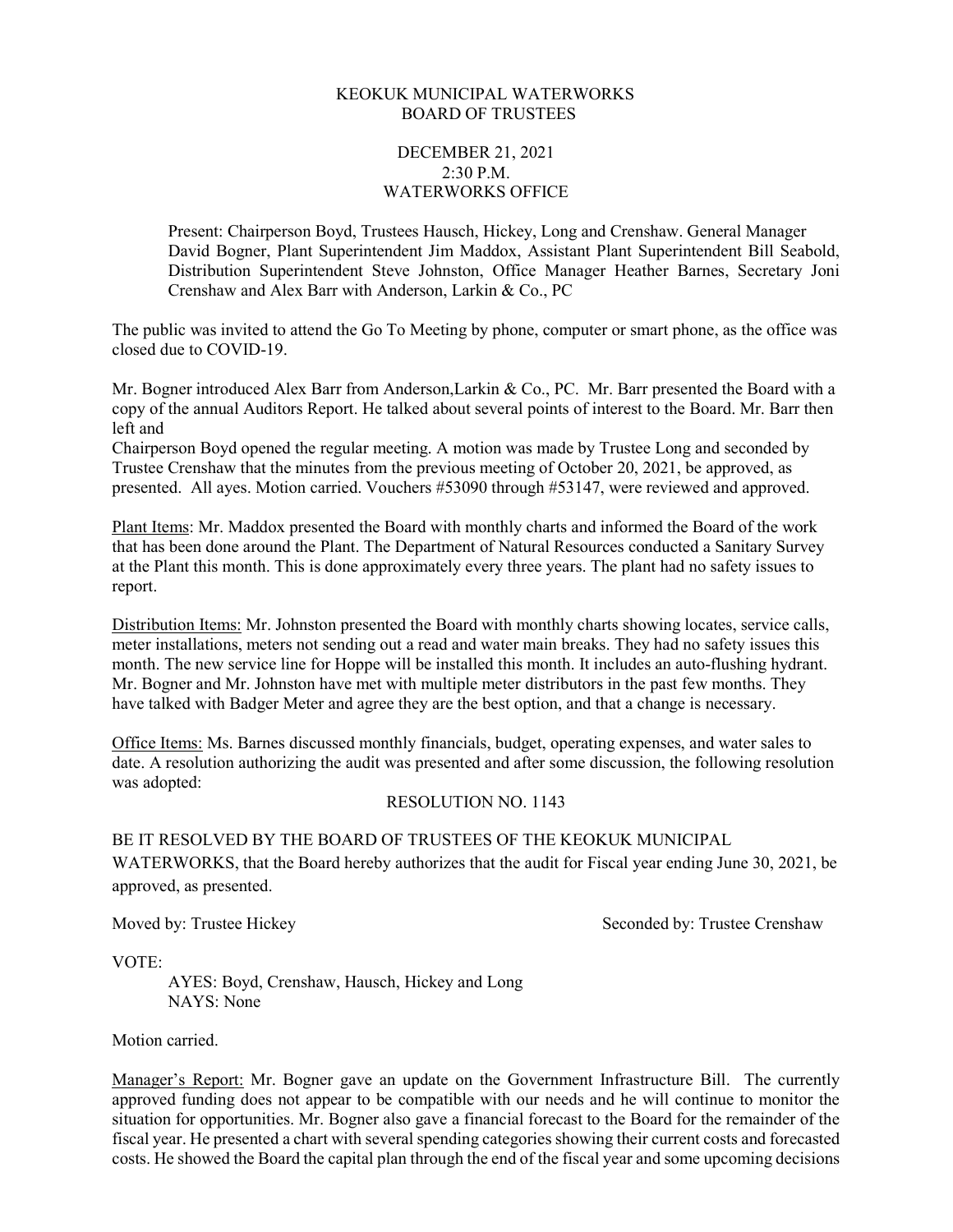KEOKUK MUNICIPAL WATERWORKS
BOARD OF TRUSTEES

DECEMBER 21, 2021
2:30 P.M.
WATERWORKS OFFICE

Present: Chairperson Boyd, Trustees Hausch, Hickey, Long and Crenshaw. General Manager David Bogner, Plant Superintendent Jim Maddox, Assistant Plant Superintendent Bill Seabold, Distribution Superintendent Steve Johnston, Office Manager Heather Barnes, Secretary Joni Crenshaw and Alex Barr with Anderson, Larkin & Co., PC

The public was invited to attend the Go To Meeting by phone, computer or smart phone, as the office was closed due to COVID-19.

Mr. Bogner introduced Alex Barr from Anderson,Larkin & Co., PC. Mr. Barr presented the Board with a copy of the annual Auditors Report. He talked about several points of interest to the Board. Mr. Barr then left and
Chairperson Boyd opened the regular meeting. A motion was made by Trustee Long and seconded by Trustee Crenshaw that the minutes from the previous meeting of October 20, 2021, be approved, as presented. All ayes. Motion carried. Vouchers #53090 through #53147, were reviewed and approved.

Plant Items: Mr. Maddox presented the Board with monthly charts and informed the Board of the work that has been done around the Plant. The Department of Natural Resources conducted a Sanitary Survey at the Plant this month. This is done approximately every three years. The plant had no safety issues to report.

Distribution Items: Mr. Johnston presented the Board with monthly charts showing locates, service calls, meter installations, meters not sending out a read and water main breaks. They had no safety issues this month. The new service line for Hoppe will be installed this month. It includes an auto-flushing hydrant. Mr. Bogner and Mr. Johnston have met with multiple meter distributors in the past few months. They have talked with Badger Meter and agree they are the best option, and that a change is necessary.

Office Items: Ms. Barnes discussed monthly financials, budget, operating expenses, and water sales to date. A resolution authorizing the audit was presented and after some discussion, the following resolution was adopted:

RESOLUTION NO. 1143

BE IT RESOLVED BY THE BOARD OF TRUSTEES OF THE KEOKUK MUNICIPAL WATERWORKS, that the Board hereby authorizes that the audit for Fiscal year ending June 30, 2021, be approved, as presented.

Moved by: Trustee Hickey
Seconded by: Trustee Crenshaw

VOTE:
AYES: Boyd, Crenshaw, Hausch, Hickey and Long
NAYS: None

Motion carried.

Manager's Report: Mr. Bogner gave an update on the Government Infrastructure Bill. The currently approved funding does not appear to be compatible with our needs and he will continue to monitor the situation for opportunities. Mr. Bogner also gave a financial forecast to the Board for the remainder of the fiscal year. He presented a chart with several spending categories showing their current costs and forecasted costs. He showed the Board the capital plan through the end of the fiscal year and some upcoming decisions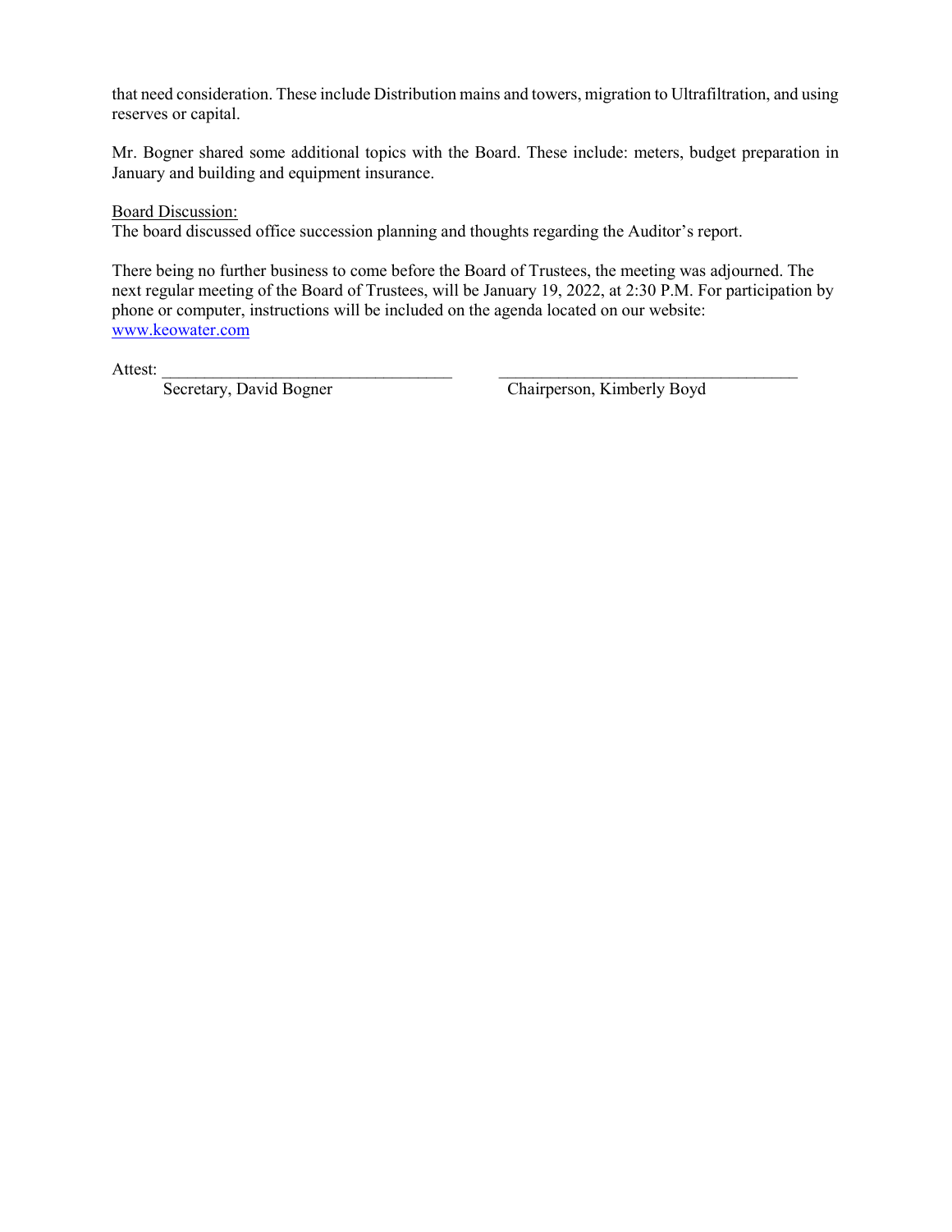that need consideration. These include Distribution mains and towers, migration to Ultrafiltration, and using reserves or capital.

Mr. Bogner shared some additional topics with the Board. These include: meters, budget preparation in January and building and equipment insurance.

Board Discussion:
The board discussed office succession planning and thoughts regarding the Auditor's report.

There being no further business to come before the Board of Trustees, the meeting was adjourned. The next regular meeting of the Board of Trustees, will be January 19, 2022, at 2:30 P.M. For participation by phone or computer, instructions will be included on the agenda located on our website: www.keowater.com

Attest: ___________________________________ ___________________________________

Secretary, David Bogner Chairperson, Kimberly Boyd